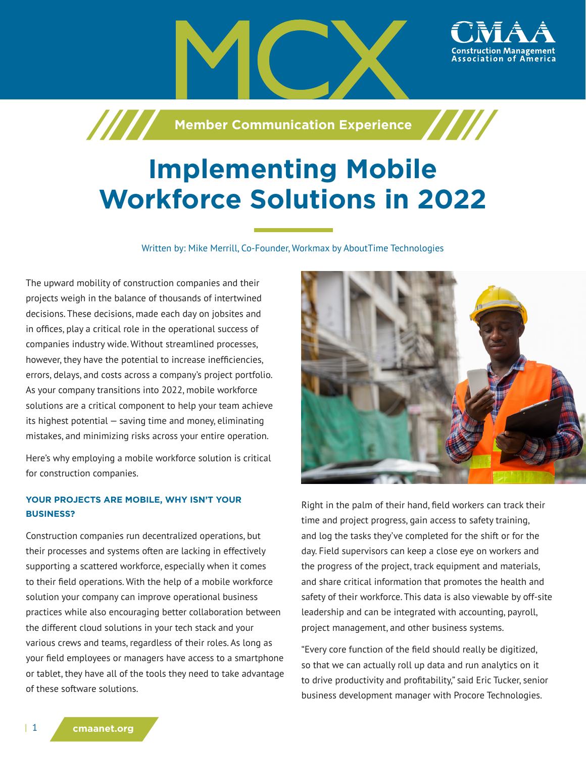# MCX

Member Communication Experience

# Implementing Mobile Workforce Solutions in 2022

Written by: Mike Merrill, Co-Founder, Workmax by AboutTime Technologies

The upward mobility of construction companies and their projects weigh in the balance of thousands of intertwined decisions. These decisions, made each day on jobsites and in offices, play a critical role in the operational success of companies industry wide. Without streamlined processes, however, they have the potential to increase inefficiencies, errors, delays, and costs across a company's project portfolio. As your company transitions into 2022, mobile workforce solutions are a critical component to help your team achieve its highest potential — saving time and money, eliminating mistakes, and minimizing risks across your entire operation.

Here's why employing a mobile workforce solution is critical for construction companies.

### YOUR PROJECTS ARE MOBILE, WHY ISN'T YOUR BUSINESS?

Construction companies run decentralized operations, but their processes and systems often are lacking in effectively supporting a scattered workforce, especially when it comes to their field operations. With the help of a mobile workforce solution your company can improve operational business practices while also encouraging better collaboration between the different cloud solutions in your tech stack and your various crews and teams, regardless of their roles. As long as your field employees or managers have access to a smartphone or tablet, they have all of the tools they need to take advantage of these software solutions.

Right in the palm of their hand, field workers can track their time and project progress, gain access to safety training, and log the tasks they've completed for the shift or for the day. Field supervisors can keep a close eye on workers and the progress of the project, track equipment and materials, and share critical information that promotes the health and safety of their workforce. This data is also viewable by off-site leadership and can be integrated with accounting, payroll, project management, and other business systems.

"Every core function of the field should really be digitized, so that we can actually roll up data and run analytics on it to drive productivity and profitability," said Eric Tucker, senior business development manager with Procore Technologies.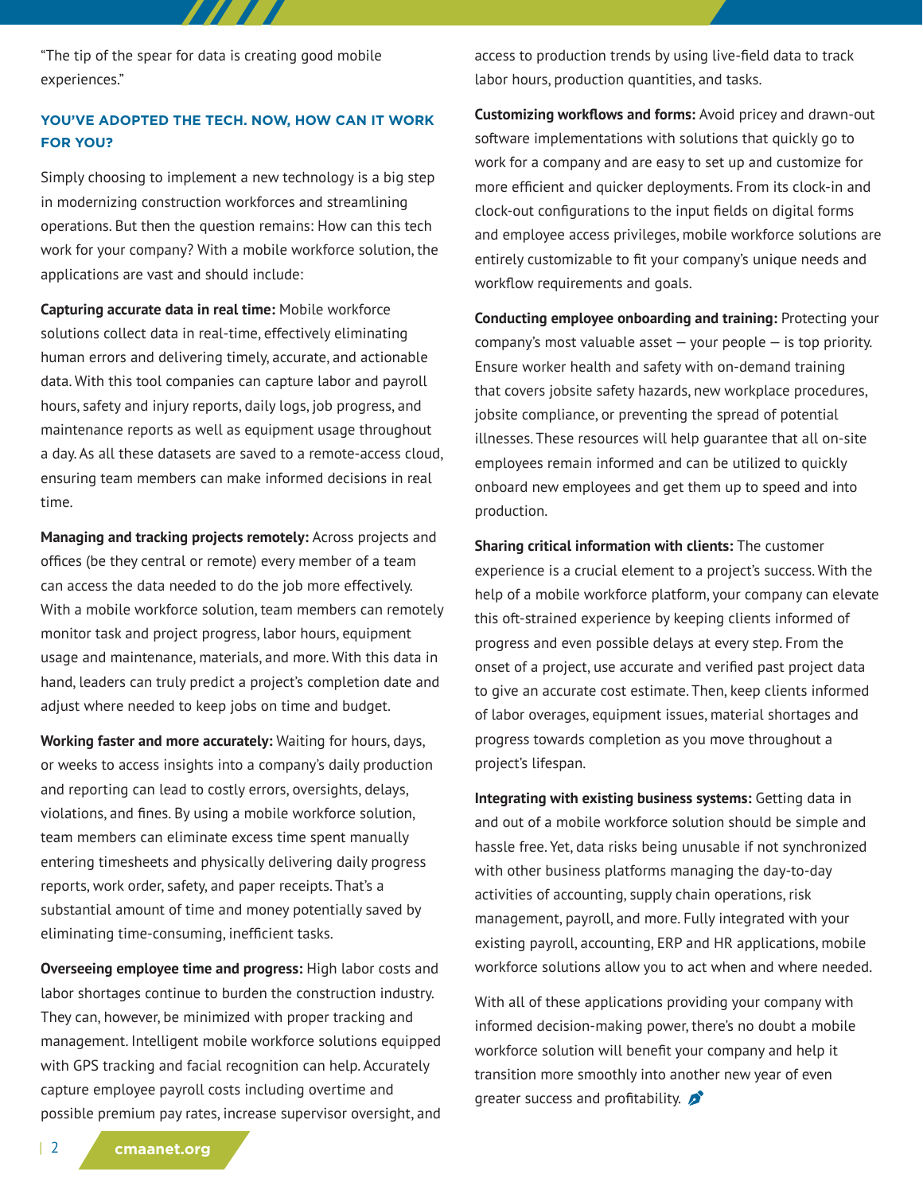"The tip of the spear for data is creating good mobile experiences."

## YOU'VE ADOPTED THE TECH. NOW, HOW CAN IT WORK FOR YOU?

Simply choosing to implement a new technology is a big step in modernizing construction workforces and streamlining operations. But then the question remains: How can this tech work for your company? With a mobile workforce solution, the applications are vast and should include:

**Capturing accurate data in real time:** Mobile workforce solutions collect data in real-time, effectively eliminating human errors and delivering timely, accurate, and actionable data. With this tool companies can capture labor and payroll hours, safety and injury reports, daily logs, job progress, and maintenance reports as well as equipment usage throughout a day. As all these datasets are saved to a remote-access cloud, ensuring team members can make informed decisions in real time.

**Managing and tracking projects remotely:** Across projects and offices (be they central or remote) every member of a team can access the data needed to do the job more effectively. With a mobile workforce solution, team members can remotely monitor task and project progress, labor hours, equipment usage and maintenance, materials, and more. With this data in hand, leaders can truly predict a project's completion date and adjust where needed to keep jobs on time and budget.

**Working faster and more accurately:** Waiting for hours, days, or weeks to access insights into a company's daily production and reporting can lead to costly errors, oversights, delays, violations, and fines. By using a mobile workforce solution, team members can eliminate excess time spent manually entering timesheets and physically delivering daily progress reports, work order, safety, and paper receipts. That's a substantial amount of time and money potentially saved by eliminating time-consuming, inefficient tasks.

**Overseeing employee time and progress:** High labor costs and labor shortages continue to burden the construction industry. They can, however, be minimized with proper tracking and management. Intelligent mobile workforce solutions equipped with GPS tracking and facial recognition can help. Accurately capture employee payroll costs including overtime and possible premium pay rates, increase supervisor oversight, and access to production trends by using live-field data to track labor hours, production quantities, and tasks.

**Customizing workflows and forms:** Avoid pricey and drawn-out software implementations with solutions that quickly go to work for a company and are easy to set up and customize for more efficient and quicker deployments. From its clock-in and clock-out configurations to the input fields on digital forms and employee access privileges, mobile workforce solutions are entirely customizable to fit your company's unique needs and workflow requirements and goals.

**Conducting employee onboarding and training:** Protecting your company's most valuable asset — your people — is top priority. Ensure worker health and safety with on-demand training that covers jobsite safety hazards, new workplace procedures, jobsite compliance, or preventing the spread of potential illnesses. These resources will help guarantee that all on-site employees remain informed and can be utilized to quickly onboard new employees and get them up to speed and into production.

**Sharing critical information with clients:** The customer experience is a crucial element to a project's success. With the help of a mobile workforce platform, your company can elevate this oft-strained experience by keeping clients informed of progress and even possible delays at every step. From the onset of a project, use accurate and verified past project data to give an accurate cost estimate. Then, keep clients informed of labor overages, equipment issues, material shortages and progress towards completion as you move throughout a project's lifespan.

**Integrating with existing business systems:** Getting data in and out of a mobile workforce solution should be simple and hassle free. Yet, data risks being unusable if not synchronized with other business platforms managing the day-to-day activities of accounting, supply chain operations, risk management, payroll, and more. Fully integrated with your existing payroll, accounting, ERP and HR applications, mobile workforce solutions allow you to act when and where needed.

With all of these applications providing your company with informed decision-making power, there's no doubt a mobile workforce solution will benefit your company and help it transition more smoothly into another new year of even greater success and profitability.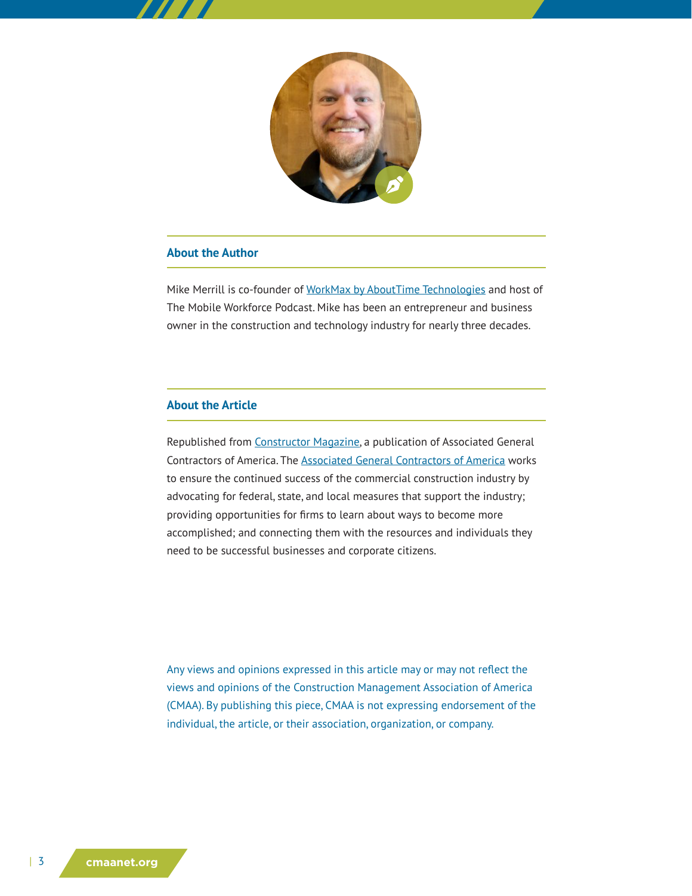## About the Author

Mike Merrill is co-founder of WorkMax by AboutTime Technologies and host of The Mobile Workforce Podcast. Mike has been an entrepreneur and business owner in the construction and technology industry for nearly three decades.

## About the Article

Republished from Constructor Magazine, a publication of Associated General Contractors of America. The Associated General Contractors of America works to ensure the continued success of the commercial construction industry by advocating for federal, state, and local measures that support the industry; providing opportunities for firms to learn about ways to become more accomplished; and connecting them with the resources and individuals they need to be successful businesses and corporate citizens.

Any views and opinions expressed in this article may or may not reflect the views and opinions of the Construction Management Association of America (CMAA). By publishing this piece, CMAA is not expressing endorsement of the individual, the article, or their association, organization, or company.